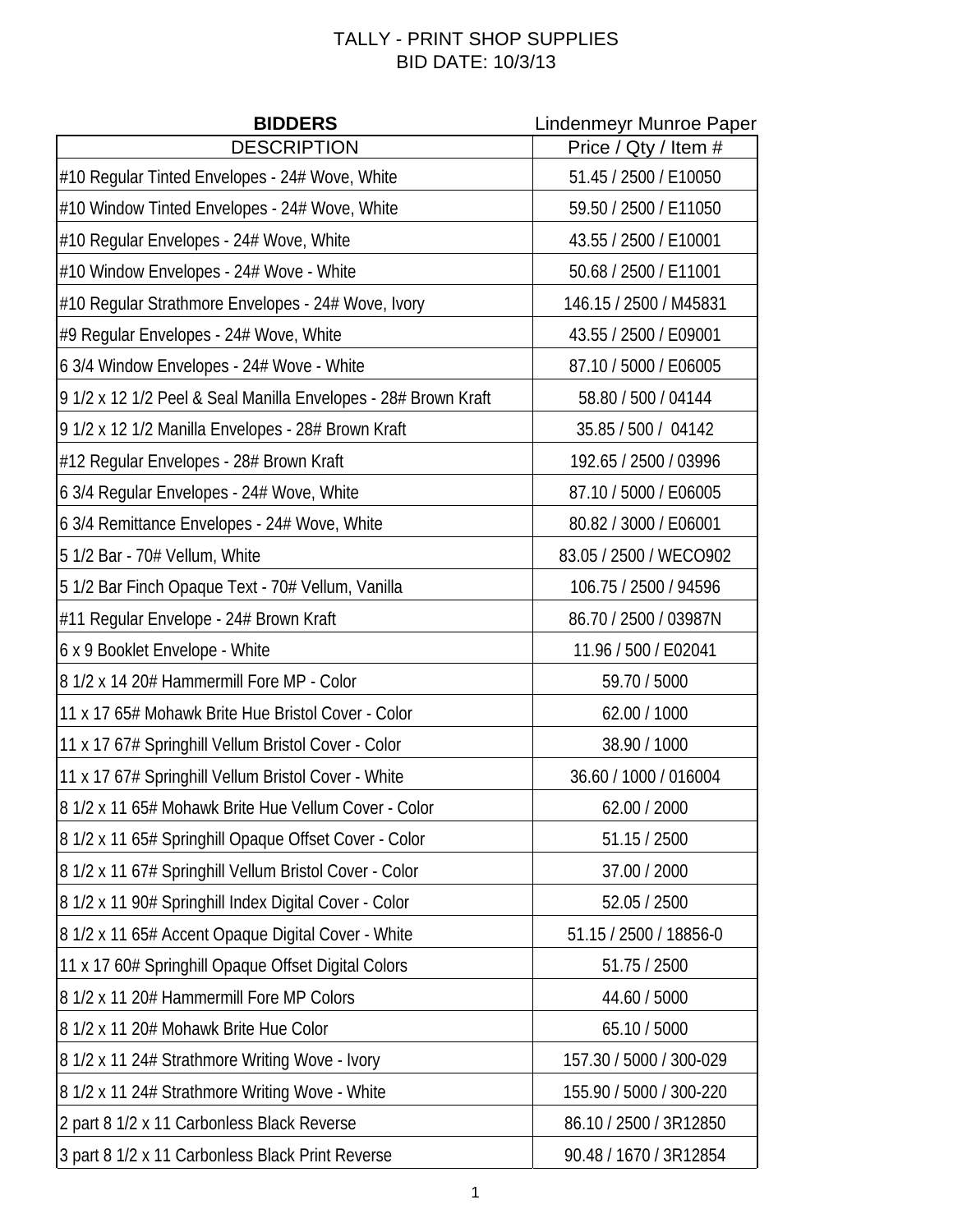# TALLY - PRINT SHOP SUPPLIES
## BID DATE: 10/3/13

| **BIDDERS** | Lindenmeyr Munroe Paper |
|---|---|
| DESCRIPTION | Price / Qty / Item # |
| #10 Regular Tinted Envelopes - 24# Wove, White | 51.45 / 2500 / E10050 |
| #10 Window Tinted Envelopes - 24# Wove, White | 59.50 / 2500 / E11050 |
| #10 Regular Envelopes - 24# Wove, White | 43.55 / 2500 / E10001 |
| #10 Window Envelopes - 24# Wove - White | 50.68 / 2500 / E11001 |
| #10 Regular Strathmore Envelopes - 24# Wove, Ivory | 146.15 / 2500 / M45831 |
| #9 Regular Envelopes - 24# Wove, White | 43.55 / 2500 / E09001 |
| 6 3/4 Window Envelopes - 24# Wove - White | 87.10 / 5000 / E06005 |
| 9 1/2 x 12 1/2 Peel & Seal Manilla Envelopes - 28# Brown Kraft | 58.80 / 500 / 04144 |
| 9 1/2 x 12 1/2 Manilla Envelopes - 28# Brown Kraft | 35.85 / 500 / 04142 |
| #12 Regular Envelopes - 28# Brown Kraft | 192.65 / 2500 / 03996 |
| 6 3/4 Regular Envelopes - 24# Wove, White | 87.10 / 5000 / E06005 |
| 6 3/4 Remittance Envelopes - 24# Wove, White | 80.82 / 3000 / E06001 |
| 5 1/2 Bar - 70# Vellum, White | 83.05 / 2500 / WECO902 |
| 5 1/2 Bar Finch Opaque Text - 70# Vellum, Vanilla | 106.75 / 2500 / 94596 |
| #11 Regular Envelope - 24# Brown Kraft | 86.70 / 2500 / 03987N |
| 6 x 9 Booklet Envelope - White | 11.96 / 500 / E02041 |
| 8 1/2 x 14 20# Hammermill Fore MP - Color | 59.70 / 5000 |
| 11 x 17 65# Mohawk Brite Hue Bristol Cover - Color | 62.00 / 1000 |
| 11 x 17 67# Springhill Vellum Bristol Cover - Color | 38.90 / 1000 |
| 11 x 17 67# Springhill Vellum Bristol Cover - White | 36.60 / 1000 / 016004 |
| 8 1/2 x 11 65# Mohawk Brite Hue Vellum Cover - Color | 62.00 / 2000 |
| 8 1/2 x 11 65# Springhill Opaque Offset Cover - Color | 51.15 / 2500 |
| 8 1/2 x 11 67# Springhill Vellum Bristol Cover - Color | 37.00 / 2000 |
| 8 1/2 x 11 90# Springhill Index Digital Cover - Color | 52.05 / 2500 |
| 8 1/2 x 11 65# Accent Opaque Digital Cover - White | 51.15 / 2500 / 18856-0 |
| 11 x 17 60# Springhill Opaque Offset Digital Colors | 51.75 / 2500 |
| 8 1/2 x 11 20# Hammermill Fore MP Colors | 44.60 / 5000 |
| 8 1/2 x 11 20# Mohawk Brite Hue Color | 65.10 / 5000 |
| 8 1/2 x 11 24# Strathmore Writing Wove - Ivory | 157.30 / 5000 / 300-029 |
| 8 1/2 x 11 24# Strathmore Writing Wove - White | 155.90 / 5000 / 300-220 |
| 2 part 8 1/2 x 11 Carbonless Black Reverse | 86.10 / 2500 / 3R12850 |
| 3 part 8 1/2 x 11 Carbonless Black Print Reverse | 90.48 / 1670 / 3R12854 |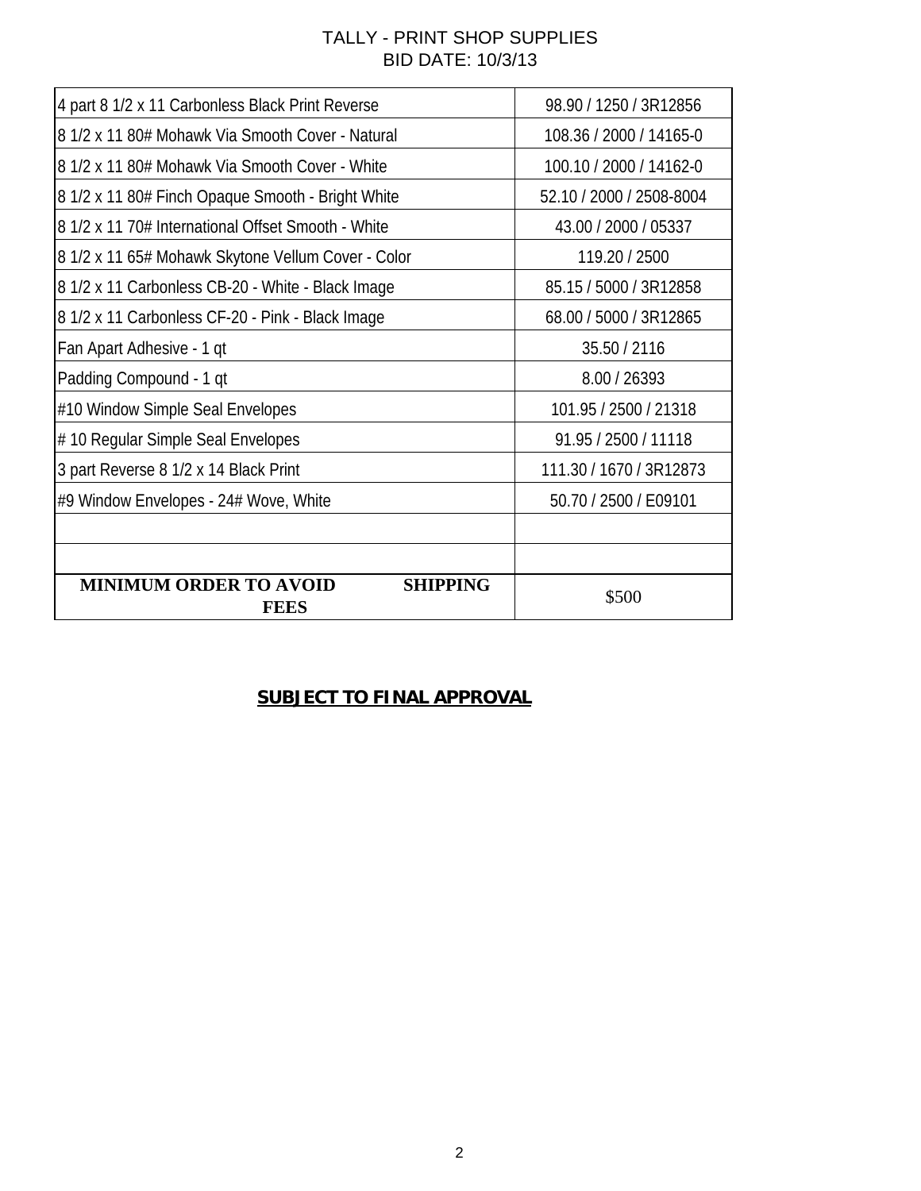TALLY - PRINT SHOP SUPPLIES
BID DATE: 10/3/13

| | |
|---|---|
| 4 part 8 1/2 x 11 Carbonless Black Print Reverse | 98.90 / 1250 / 3R12856 |
| 8 1/2 x 11 80# Mohawk Via Smooth Cover - Natural | 108.36 / 2000 / 14165-0 |
| 8 1/2 x 11 80# Mohawk Via Smooth Cover - White | 100.10 / 2000 / 14162-0 |
| 8 1/2 x 11 80# Finch Opaque Smooth - Bright White | 52.10 / 2000 / 2508-8004 |
| 8 1/2 x 11 70# International Offset Smooth - White | 43.00 / 2000 / 05337 |
| 8 1/2 x 11 65# Mohawk Skytone Vellum Cover - Color | 119.20 / 2500 |
| 8 1/2 x 11 Carbonless CB-20 - White - Black Image | 85.15 / 5000 / 3R12858 |
| 8 1/2 x 11 Carbonless CF-20 - Pink - Black Image | 68.00 / 5000 / 3R12865 |
| Fan Apart Adhesive - 1 qt | 35.50 / 2116 |
| Padding Compound - 1 qt | 8.00 / 26393 |
| #10 Window Simple Seal Envelopes | 101.95 / 2500 / 21318 |
| # 10 Regular Simple Seal Envelopes | 91.95 / 2500 / 11118 |
| 3 part Reverse 8 1/2 x 14 Black Print | 111.30 / 1670 / 3R12873 |
| #9 Window Envelopes - 24# Wove, White | 50.70 / 2500 / E09101 |
| | |
| | |
| **MINIMUM ORDER TO AVOID SHIPPING FEES** | $500 |

**SUBJECT TO FINAL APPROVAL**